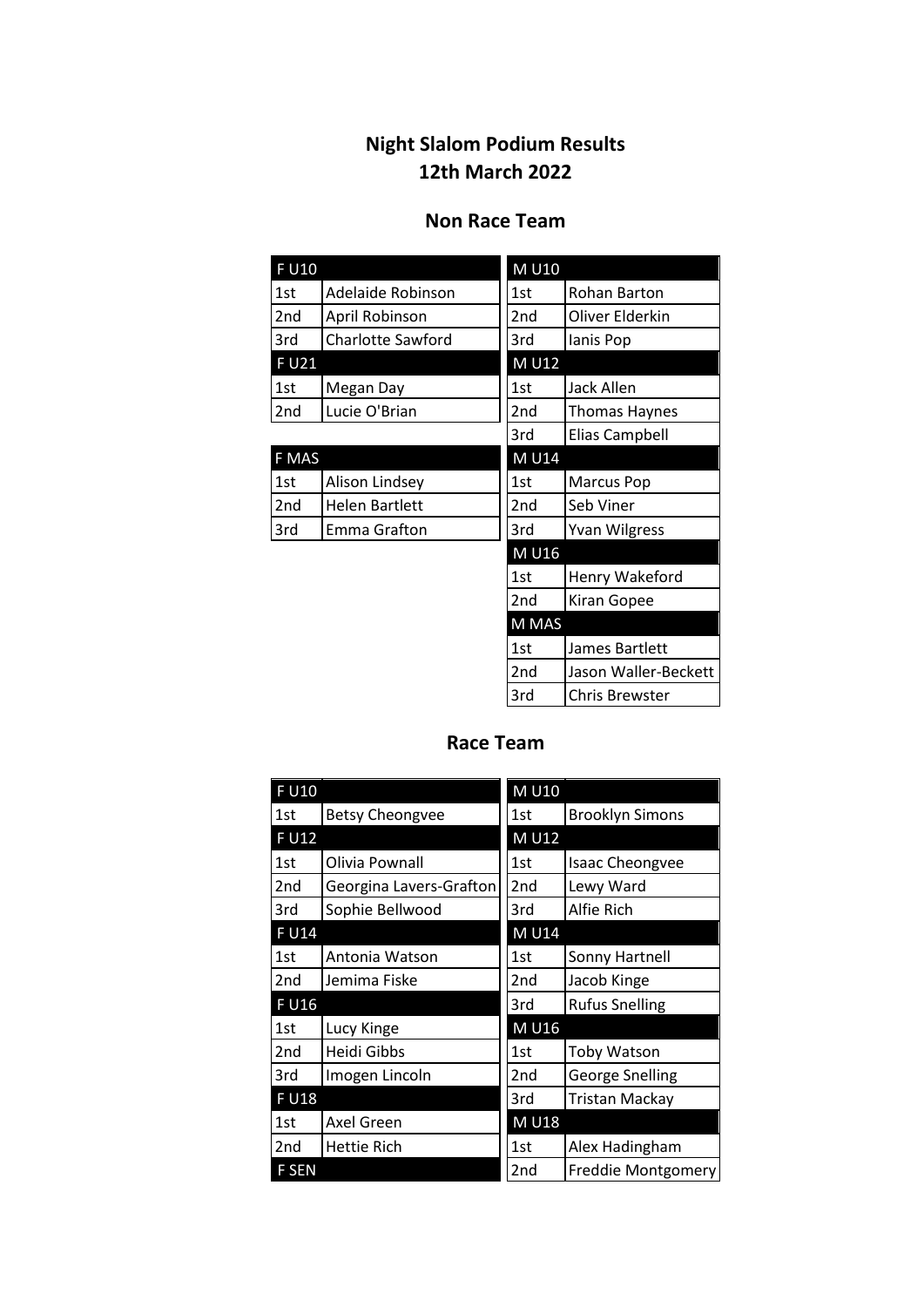# Night Slalom Podium Results
# 12th March 2022

## Non Race Team

| F U10 | |
|---|---|
| 1st | Adelaide Robinson |
| 2nd | April Robinson |
| 3rd | Charlotte Sawford |
| **F U21** | |
| 1st | Megan Day |
| 2nd | Lucie O'Brian |

| F MAS | |
|---|---|
| 1st | Alison Lindsey |
| 2nd | Helen Bartlett |
| 3rd | Emma Grafton |

| M U10 | |
|---|---|
| 1st | Rohan Barton |
| 2nd | Oliver Elderkin |
| 3rd | Ianis Pop |
| **M U12** | |
| 1st | Jack Allen |
| 2nd | Thomas Haynes |
| 3rd | Elias Campbell |
| **M U14** | |
| 1st | Marcus Pop |
| 2nd | Seb Viner |
| 3rd | Yvan Wilgress |
| **M U16** | |
| 1st | Henry Wakeford |
| 2nd | Kiran Gopee |
| **M MAS** | |
| 1st | James Bartlett |
| 2nd | Jason Waller-Beckett |
| 3rd | Chris Brewster |

## Race Team

| F U10 | |
|---|---|
| 1st | Betsy Cheongvee |
| **F U12** | |
| 1st | Olivia Pownall |
| 2nd | Georgina Lavers-Grafton |
| 3rd | Sophie Bellwood |
| **F U14** | |
| 1st | Antonia Watson |
| 2nd | Jemima Fiske |
| **F U16** | |
| 1st | Lucy Kinge |
| 2nd | Heidi Gibbs |
| 3rd | Imogen Lincoln |
| **F U18** | |
| 1st | Axel Green |
| 2nd | Hettie Rich |
| **F SEN** | |

| M U10 | |
|---|---|
| 1st | Brooklyn Simons |
| **M U12** | |
| 1st | Isaac Cheongvee |
| 2nd | Lewy Ward |
| 3rd | Alfie Rich |
| **M U14** | |
| 1st | Sonny Hartnell |
| 2nd | Jacob Kinge |
| 3rd | Rufus Snelling |
| **M U16** | |
| 1st | Toby Watson |
| 2nd | George Snelling |
| 3rd | Tristan Mackay |
| **M U18** | |
| 1st | Alex Hadingham |
| 2nd | Freddie Montgomery |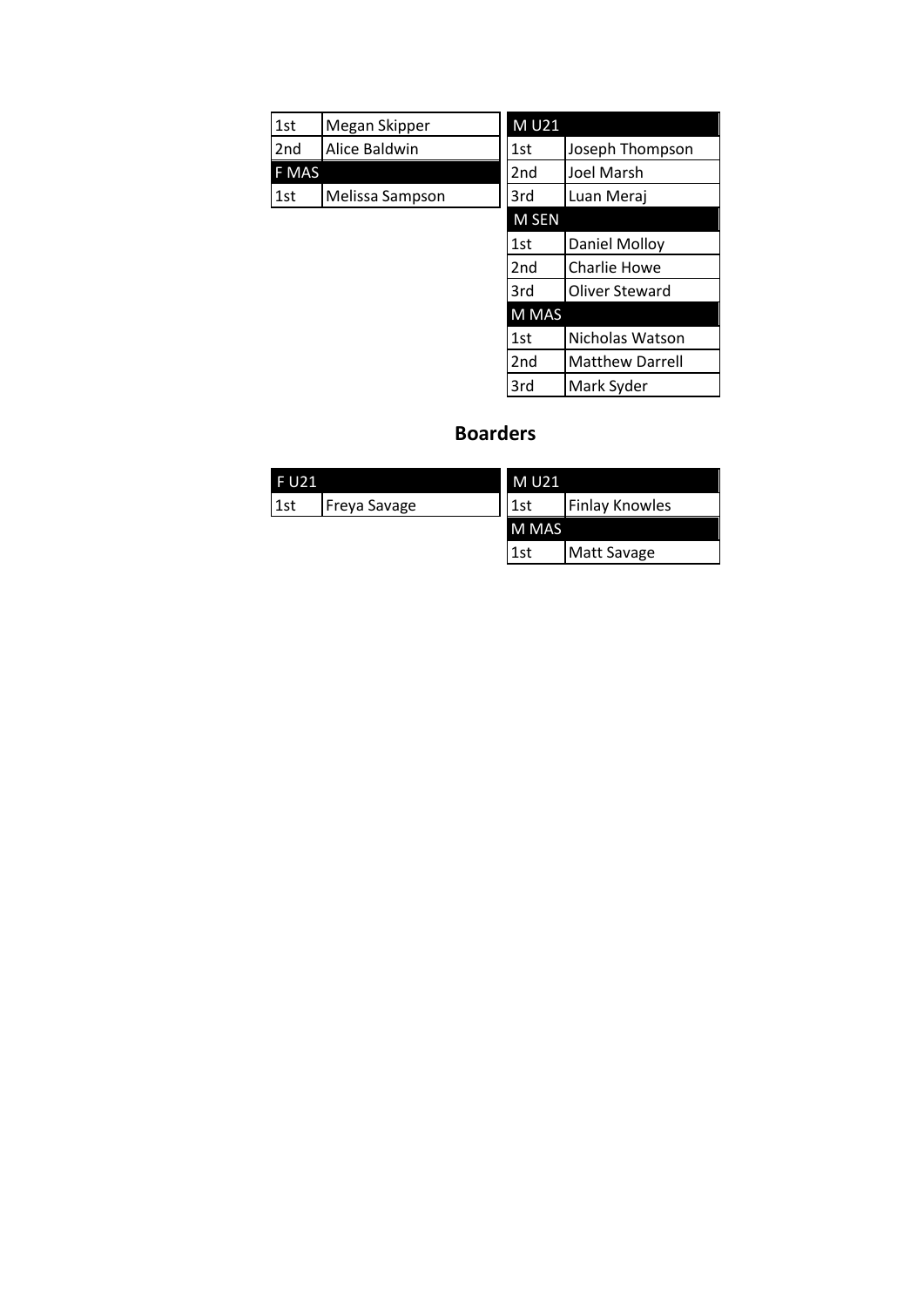| | |
|---|---|
| 1st | Megan Skipper |
| 2nd | Alice Baldwin |
| **F MAS** | |
| 1st | Melissa Sampson |

| | |
|---|---|
| **M U21** | |
| 1st | Joseph Thompson |
| 2nd | Joel Marsh |
| 3rd | Luan Meraj |
| **M SEN** | |
| 1st | Daniel Molloy |
| 2nd | Charlie Howe |
| 3rd | Oliver Steward |
| **M MAS** | |
| 1st | Nicholas Watson |
| 2nd | Matthew Darrell |
| 3rd | Mark Syder |

## Boarders

| | |
|---|---|
| **F U21** | |
| 1st | Freya Savage |

| | |
|---|---|
| **M U21** | |
| 1st | Finlay Knowles |
| **M MAS** | |
| 1st | Matt Savage |